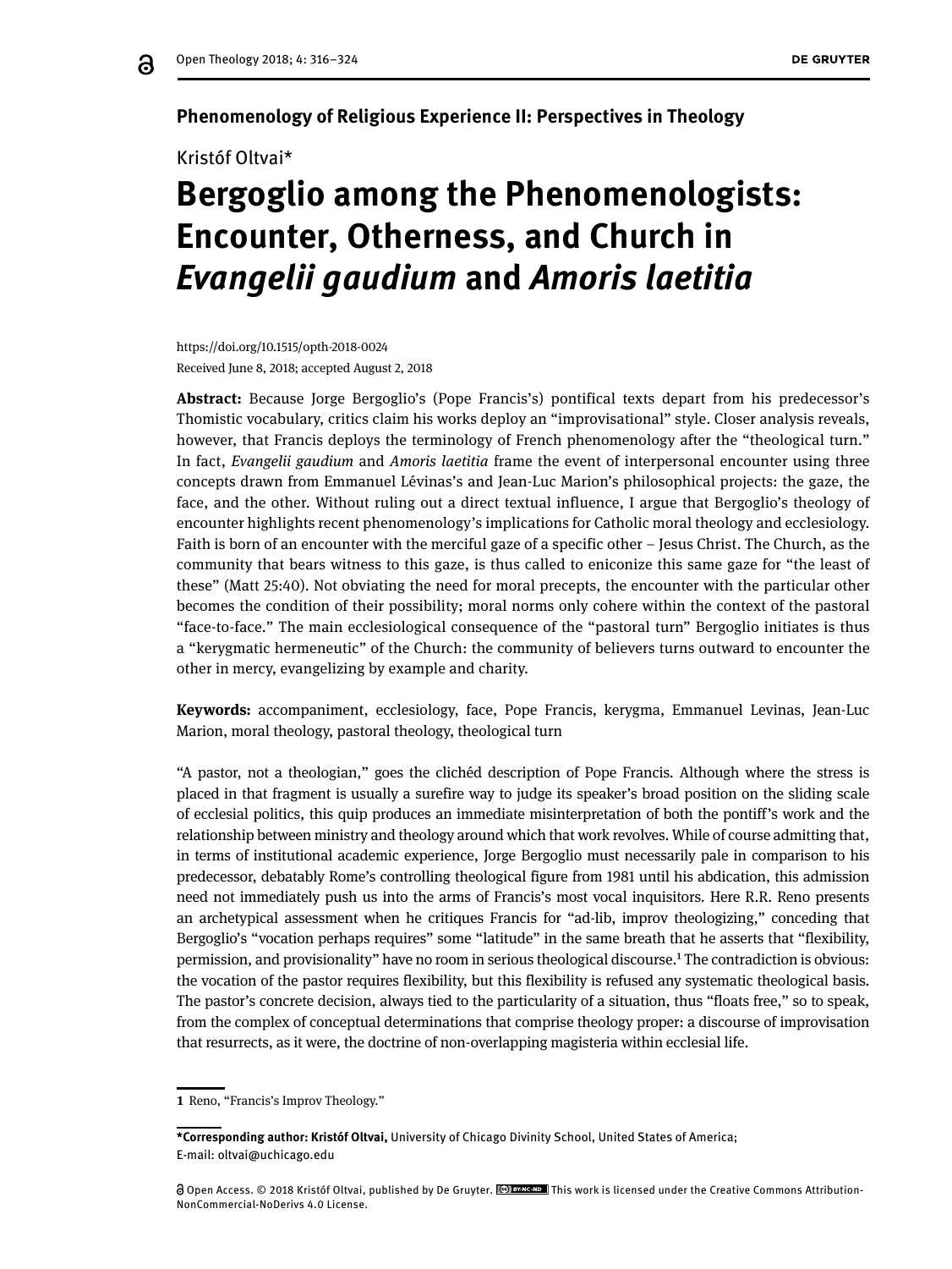**Phenomenology of Religious Experience II: Perspectives in Theology**

Kristóf Oltvai*

# Bergoglio among the Phenomenologists: Encounter, Otherness, and Church in *Evangelii gaudium* and *Amoris laetitia*

https://doi.org/10.1515/opth-2018-0024
Received June 8, 2018; accepted August 2, 2018

**Abstract:** Because Jorge Bergoglio's (Pope Francis's) pontifical texts depart from his predecessor's Thomistic vocabulary, critics claim his works deploy an "improvisational" style. Closer analysis reveals, however, that Francis deploys the terminology of French phenomenology after the "theological turn." In fact, *Evangelii gaudium* and *Amoris laetitia* frame the event of interpersonal encounter using three concepts drawn from Emmanuel Lévinas's and Jean-Luc Marion's philosophical projects: the gaze, the face, and the other. Without ruling out a direct textual influence, I argue that Bergoglio's theology of encounter highlights recent phenomenology's implications for Catholic moral theology and ecclesiology. Faith is born of an encounter with the merciful gaze of a specific other – Jesus Christ. The Church, as the community that bears witness to this gaze, is thus called to eniconize this same gaze for "the least of these" (Matt 25:40). Not obviating the need for moral precepts, the encounter with the particular other becomes the condition of their possibility; moral norms only cohere within the context of the pastoral "face-to-face." The main ecclesiological consequence of the "pastoral turn" Bergoglio initiates is thus a "kerygmatic hermeneutic" of the Church: the community of believers turns outward to encounter the other in mercy, evangelizing by example and charity.

**Keywords:** accompaniment, ecclesiology, face, Pope Francis, kerygma, Emmanuel Levinas, Jean-Luc Marion, moral theology, pastoral theology, theological turn

"A pastor, not a theologian," goes the clichéd description of Pope Francis. Although where the stress is placed in that fragment is usually a surefire way to judge its speaker's broad position on the sliding scale of ecclesial politics, this quip produces an immediate misinterpretation of both the pontiff's work and the relationship between ministry and theology around which that work revolves. While of course admitting that, in terms of institutional academic experience, Jorge Bergoglio must necessarily pale in comparison to his predecessor, debatably Rome's controlling theological figure from 1981 until his abdication, this admission need not immediately push us into the arms of Francis's most vocal inquisitors. Here R.R. Reno presents an archetypical assessment when he critiques Francis for "ad-lib, improv theologizing," conceding that Bergoglio's "vocation perhaps requires" some "latitude" in the same breath that he asserts that "flexibility, permission, and provisionality" have no room in serious theological discourse.[1] The contradiction is obvious: the vocation of the pastor requires flexibility, but this flexibility is refused any systematic theological basis. The pastor's concrete decision, always tied to the particularity of a situation, thus "floats free," so to speak, from the complex of conceptual determinations that comprise theology proper: a discourse of improvisation that resurrects, as it were, the doctrine of non-overlapping magisteria within ecclesial life.

---

1 Reno, "Francis's Improv Theology."

---

***Corresponding author: Kristóf Oltvai,** University of Chicago Divinity School, United States of America;
E-mail: oltvai@uchicago.edu

Open Access. © 2018 Kristóf Oltvai, published by De Gruyter. This work is licensed under the Creative Commons Attribution-NonCommercial-NoDerivs 4.0 License.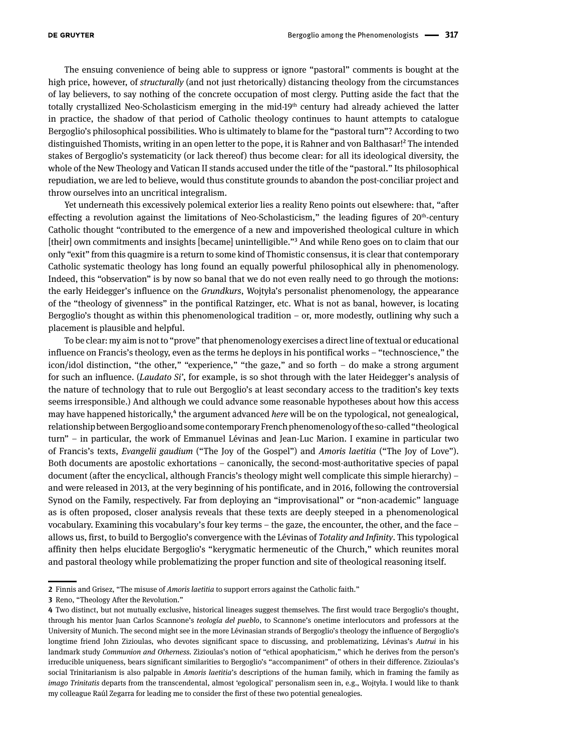The ensuing convenience of being able to suppress or ignore "pastoral" comments is bought at the high price, however, of *structurally* (and not just rhetorically) distancing theology from the circumstances of lay believers, to say nothing of the concrete occupation of most clergy. Putting aside the fact that the totally crystallized Neo-Scholasticism emerging in the mid-19th century had already achieved the latter in practice, the shadow of that period of Catholic theology continues to haunt attempts to catalogue Bergoglio's philosophical possibilities. Who is ultimately to blame for the "pastoral turn"? According to two distinguished Thomists, writing in an open letter to the pope, it is Rahner and von Balthasar![2] The intended stakes of Bergoglio's systematicity (or lack thereof) thus become clear: for all its ideological diversity, the whole of the New Theology and Vatican II stands accused under the title of the "pastoral." Its philosophical repudiation, we are led to believe, would thus constitute grounds to abandon the post-conciliar project and throw ourselves into an uncritical integralism.

Yet underneath this excessively polemical exterior lies a reality Reno points out elsewhere: that, "after effecting a revolution against the limitations of Neo-Scholasticism," the leading figures of 20th-century Catholic thought "contributed to the emergence of a new and impoverished theological culture in which [their] own commitments and insights [became] unintelligible."[3] And while Reno goes on to claim that our only "exit" from this quagmire is a return to some kind of Thomistic consensus, it is clear that contemporary Catholic systematic theology has long found an equally powerful philosophical ally in phenomenology. Indeed, this "observation" is by now so banal that we do not even really need to go through the motions: the early Heidegger's influence on the *Grundkurs*, Wojtyła's personalist phenomenology, the appearance of the "theology of givenness" in the pontifical Ratzinger, etc. What is not as banal, however, is locating Bergoglio's thought as within this phenomenological tradition – or, more modestly, outlining why such a placement is plausible and helpful.

To be clear: my aim is not to "prove" that phenomenology exercises a direct line of textual or educational influence on Francis's theology, even as the terms he deploys in his pontifical works – "technoscience," the icon/idol distinction, "the other," "experience," "the gaze," and so forth – do make a strong argument for such an influence. (*Laudato Si'*, for example, is so shot through with the later Heidegger's analysis of the nature of technology that to rule out Bergoglio's at least secondary access to the tradition's key texts seems irresponsible.) And although we could advance some reasonable hypotheses about how this access may have happened historically,[4] the argument advanced *here* will be on the typological, not genealogical, relationship between Bergoglio and some contemporary French phenomenology of the so-called "theological turn" – in particular, the work of Emmanuel Lévinas and Jean-Luc Marion. I examine in particular two of Francis's texts, *Evangelii gaudium* ("The Joy of the Gospel") and *Amoris laetitia* ("The Joy of Love"). Both documents are apostolic exhortations – canonically, the second-most-authoritative species of papal document (after the encyclical, although Francis's theology might well complicate this simple hierarchy) – and were released in 2013, at the very beginning of his pontificate, and in 2016, following the controversial Synod on the Family, respectively. Far from deploying an "improvisational" or "non-academic" language as is often proposed, closer analysis reveals that these texts are deeply steeped in a phenomenological vocabulary. Examining this vocabulary's four key terms – the gaze, the encounter, the other, and the face – allows us, first, to build to Bergoglio's convergence with the Lévinas of *Totality and Infinity*. This typological affinity then helps elucidate Bergoglio's "kerygmatic hermeneutic of the Church," which reunites moral and pastoral theology while problematizing the proper function and site of theological reasoning itself.

---

**2** Finnis and Grisez, "The misuse of *Amoris laetitia* to support errors against the Catholic faith."

**3** Reno, "Theology After the Revolution."

**4** Two distinct, but not mutually exclusive, historical lineages suggest themselves. The first would trace Bergoglio's thought, through his mentor Juan Carlos Scannone's *teología del pueblo*, to Scannone's onetime interlocutors and professors at the University of Munich. The second might see in the more Lévinasian strands of Bergoglio's theology the influence of Bergoglio's longtime friend John Zizioulas, who devotes significant space to discussing, and problematizing, Lévinas's *Autrui* in his landmark study *Communion and Otherness*. Zizioulas's notion of "ethical apophaticism," which he derives from the person's irreducible uniqueness, bears significant similarities to Bergoglio's "accompaniment" of others in their difference. Zizioulas's social Trinitarianism is also palpable in *Amoris laetitia*'s descriptions of the human family, which in framing the family as *imago Trinitatis* departs from the transcendental, almost 'egological' personalism seen in, e.g., Wojtyła. I would like to thank my colleague Raúl Zegarra for leading me to consider the first of these two potential genealogies.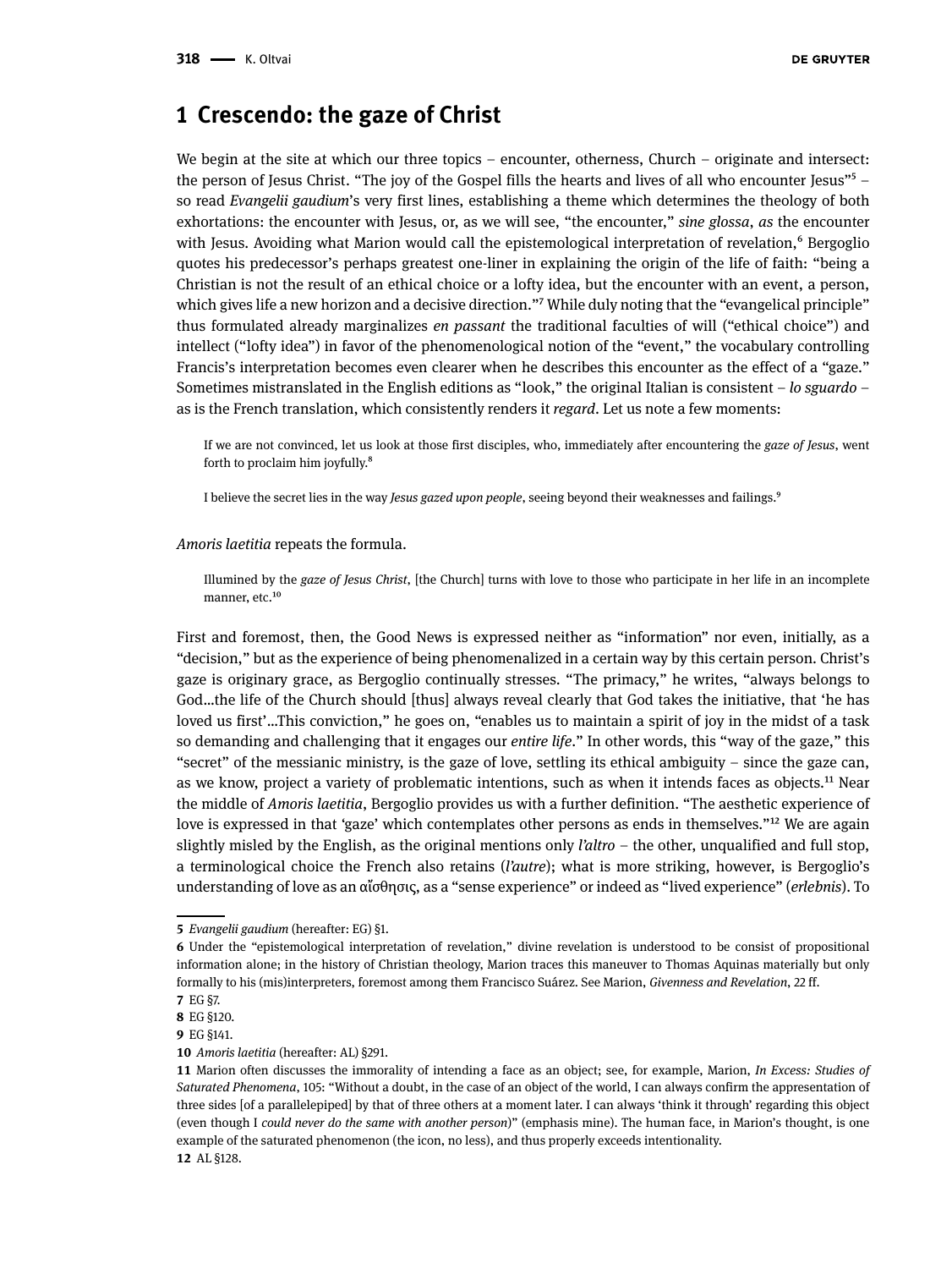## 1 Crescendo: the gaze of Christ

We begin at the site at which our three topics – encounter, otherness, Church – originate and intersect: the person of Jesus Christ. "The joy of the Gospel fills the hearts and lives of all who encounter Jesus"[5] – so read *Evangelii gaudium*'s very first lines, establishing a theme which determines the theology of both exhortations: the encounter with Jesus, or, as we will see, "the encounter," *sine glossa*, *as* the encounter with Jesus. Avoiding what Marion would call the epistemological interpretation of revelation,[6] Bergoglio quotes his predecessor's perhaps greatest one-liner in explaining the origin of the life of faith: "being a Christian is not the result of an ethical choice or a lofty idea, but the encounter with an event, a person, which gives life a new horizon and a decisive direction."[7] While duly noting that the "evangelical principle" thus formulated already marginalizes *en passant* the traditional faculties of will ("ethical choice") and intellect ("lofty idea") in favor of the phenomenological notion of the "event," the vocabulary controlling Francis's interpretation becomes even clearer when he describes this encounter as the effect of a "gaze." Sometimes mistranslated in the English editions as "look," the original Italian is consistent – *lo sguardo* – as is the French translation, which consistently renders it *regard*. Let us note a few moments:

> If we are not convinced, let us look at those first disciples, who, immediately after encountering the *gaze of Jesus*, went forth to proclaim him joyfully.[8]

> I believe the secret lies in the way *Jesus gazed upon people*, seeing beyond their weaknesses and failings.[9]

*Amoris laetitia* repeats the formula.

> Illumined by the *gaze of Jesus Christ*, [the Church] turns with love to those who participate in her life in an incomplete manner, etc.[10]

First and foremost, then, the Good News is expressed neither as "information" nor even, initially, as a "decision," but as the experience of being phenomenalized in a certain way by this certain person. Christ's gaze is originary grace, as Bergoglio continually stresses. "The primacy," he writes, "always belongs to God…the life of the Church should [thus] always reveal clearly that God takes the initiative, that 'he has loved us first'…This conviction," he goes on, "enables us to maintain a spirit of joy in the midst of a task so demanding and challenging that it engages our *entire life*." In other words, this "way of the gaze," this "secret" of the messianic ministry, is the gaze of love, settling its ethical ambiguity – since the gaze can, as we know, project a variety of problematic intentions, such as when it intends faces as objects.[11] Near the middle of *Amoris laetitia*, Bergoglio provides us with a further definition. "The aesthetic experience of love is expressed in that 'gaze' which contemplates other persons as ends in themselves."[12] We are again slightly misled by the English, as the original mentions only *l'altro* – the other, unqualified and full stop, a terminological choice the French also retains (*l'autre*); what is more striking, however, is Bergoglio's understanding of love as an αἴσθησις, as a "sense experience" or indeed as "lived experience" (*erlebnis*). To

---

5 *Evangelii gaudium* (hereafter: EG) §1.

6 Under the "epistemological interpretation of revelation," divine revelation is understood to be consist of propositional information alone; in the history of Christian theology, Marion traces this maneuver to Thomas Aquinas materially but only formally to his (mis)interpreters, foremost among them Francisco Suárez. See Marion, *Givenness and Revelation*, 22 ff.

7 EG §7.

8 EG §120.

9 EG §141.

10 *Amoris laetitia* (hereafter: AL) §291.

11 Marion often discusses the immorality of intending a face as an object; see, for example, Marion, *In Excess: Studies of Saturated Phenomena*, 105: "Without a doubt, in the case of an object of the world, I can always confirm the appresentation of three sides [of a parallelepiped] by that of three others at a moment later. I can always 'think it through' regarding this object (even though I *could never do the same with another person*)" (emphasis mine). The human face, in Marion's thought, is one example of the saturated phenomenon (the icon, no less), and thus properly exceeds intentionality.

12 AL §128.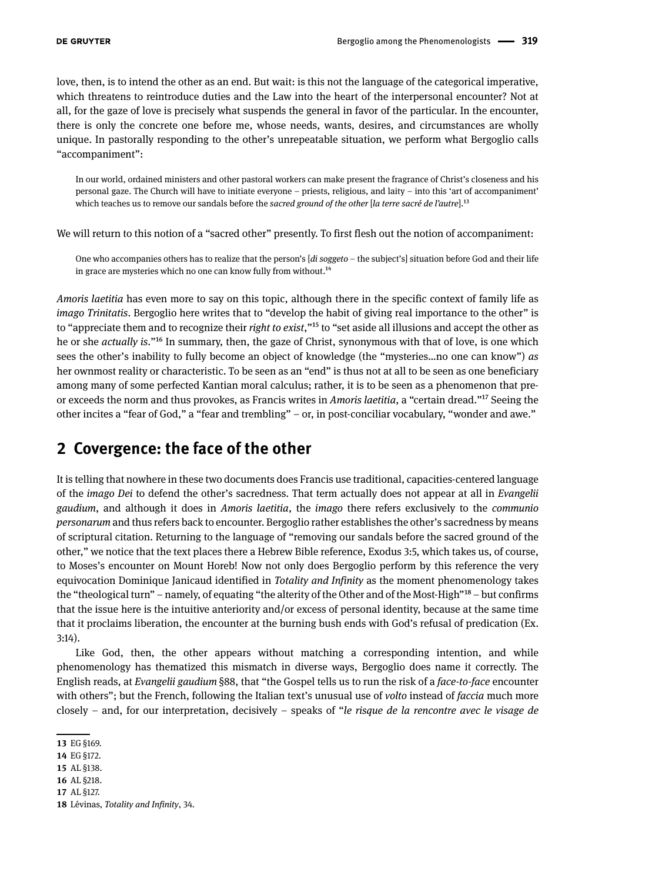love, then, is to intend the other as an end. But wait: is this not the language of the categorical imperative, which threatens to reintroduce duties and the Law into the heart of the interpersonal encounter? Not at all, for the gaze of love is precisely what suspends the general in favor of the particular. In the encounter, there is only the concrete one before me, whose needs, wants, desires, and circumstances are wholly unique. In pastorally responding to the other's unrepeatable situation, we perform what Bergoglio calls "accompaniment":

> In our world, ordained ministers and other pastoral workers can make present the fragrance of Christ's closeness and his personal gaze. The Church will have to initiate everyone – priests, religious, and laity – into this 'art of accompaniment' which teaches us to remove our sandals before the *sacred ground of the other* [*la terre sacré de l'autre*].[13]

We will return to this notion of a "sacred other" presently. To first flesh out the notion of accompaniment:

> One who accompanies others has to realize that the person's [*di soggeto* – the subject's] situation before God and their life in grace are mysteries which no one can know fully from without.[14]

*Amoris laetitia* has even more to say on this topic, although there in the specific context of family life as *imago Trinitatis*. Bergoglio here writes that to "develop the habit of giving real importance to the other" is to "appreciate them and to recognize their *right to exist*,"[15] to "set aside all illusions and accept the other as he or she *actually is*."[16] In summary, then, the gaze of Christ, synonymous with that of love, is one which sees the other's inability to fully become an object of knowledge (the "mysteries...no one can know") *as* her ownmost reality or characteristic. To be seen as an "end" is thus not at all to be seen as one beneficiary among many of some perfected Kantian moral calculus; rather, it is to be seen as a phenomenon that pre- or exceeds the norm and thus provokes, as Francis writes in *Amoris laetitia*, a "certain dread."[17] Seeing the other incites a "fear of God," a "fear and trembling" – or, in post-conciliar vocabulary, "wonder and awe."

## 2 Covergence: the face of the other

It is telling that nowhere in these two documents does Francis use traditional, capacities-centered language of the *imago Dei* to defend the other's sacredness. That term actually does not appear at all in *Evangelii gaudium*, and although it does in *Amoris laetitia*, the *imago* there refers exclusively to the *communio personarum* and thus refers back to encounter. Bergoglio rather establishes the other's sacredness by means of scriptural citation. Returning to the language of "removing our sandals before the sacred ground of the other," we notice that the text places there a Hebrew Bible reference, Exodus 3:5, which takes us, of course, to Moses's encounter on Mount Horeb! Now not only does Bergoglio perform by this reference the very equivocation Dominique Janicaud identified in *Totality and Infinity* as the moment phenomenology takes the "theological turn" – namely, of equating "the alterity of the Other and of the Most-High"[18] – but confirms that the issue here is the intuitive anteriority and/or excess of personal identity, because at the same time that it proclaims liberation, the encounter at the burning bush ends with God's refusal of predication (Ex. 3:14).

Like God, then, the other appears without matching a corresponding intention, and while phenomenology has thematized this mismatch in diverse ways, Bergoglio does name it correctly. The English reads, at *Evangelii gaudium* §88, that "the Gospel tells us to run the risk of a *face-to-face* encounter with others"; but the French, following the Italian text's unusual use of *volto* instead of *faccia* much more closely – and, for our interpretation, decisively – speaks of "*le risque de la rencontre avec le visage de*

13 EG §169.

14 EG §172.

15 AL §138.

16 AL §218.

17 AL §127.

18 Lévinas, *Totality and Infinity*, 34.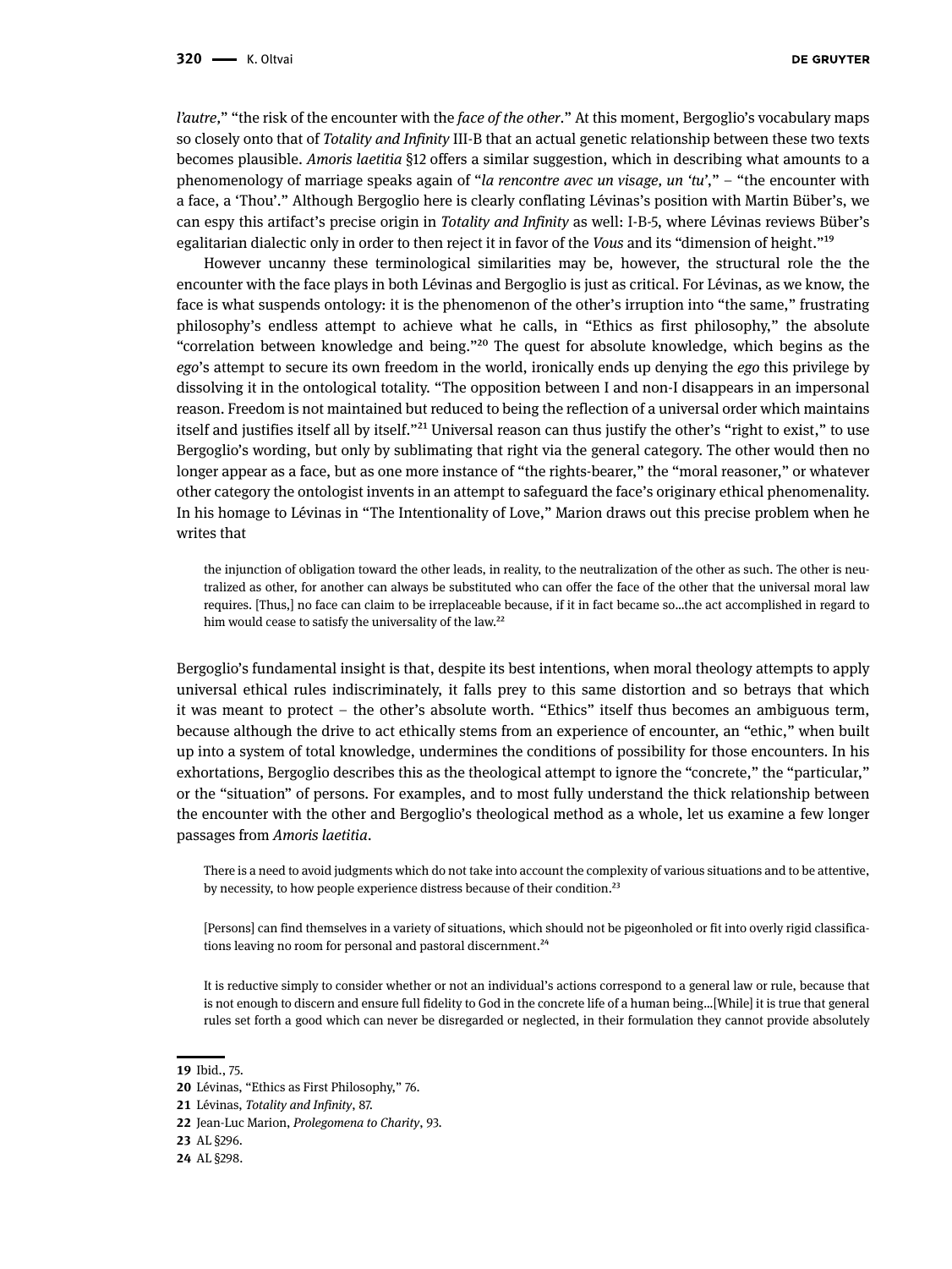*l'autre*," "the risk of the encounter with the *face of the other*." At this moment, Bergoglio's vocabulary maps so closely onto that of *Totality and Infinity* III-B that an actual genetic relationship between these two texts becomes plausible. *Amoris laetitia* §12 offers a similar suggestion, which in describing what amounts to a phenomenology of marriage speaks again of "*la rencontre avec un visage, un 'tu'*," – "the encounter with a face, a 'Thou'." Although Bergoglio here is clearly conflating Lévinas's position with Martin Büber's, we can espy this artifact's precise origin in *Totality and Infinity* as well: I-B-5, where Lévinas reviews Büber's egalitarian dialectic only in order to then reject it in favor of the *Vous* and its "dimension of height."[19]

However uncanny these terminological similarities may be, however, the structural role the the encounter with the face plays in both Lévinas and Bergoglio is just as critical. For Lévinas, as we know, the face is what suspends ontology: it is the phenomenon of the other's irruption into "the same," frustrating philosophy's endless attempt to achieve what he calls, in "Ethics as first philosophy," the absolute "correlation between knowledge and being."[20] The quest for absolute knowledge, which begins as the *ego*'s attempt to secure its own freedom in the world, ironically ends up denying the *ego* this privilege by dissolving it in the ontological totality. "The opposition between I and non-I disappears in an impersonal reason. Freedom is not maintained but reduced to being the reflection of a universal order which maintains itself and justifies itself all by itself."[21] Universal reason can thus justify the other's "right to exist," to use Bergoglio's wording, but only by sublimating that right via the general category. The other would then no longer appear as a face, but as one more instance of "the rights-bearer," the "moral reasoner," or whatever other category the ontologist invents in an attempt to safeguard the face's originary ethical phenomenality. In his homage to Lévinas in "The Intentionality of Love," Marion draws out this precise problem when he writes that

> the injunction of obligation toward the other leads, in reality, to the neutralization of the other as such. The other is neutralized as other, for another can always be substituted who can offer the face of the other that the universal moral law requires. [Thus,] no face can claim to be irreplaceable because, if it in fact became so...the act accomplished in regard to him would cease to satisfy the universality of the law.[22]

Bergoglio's fundamental insight is that, despite its best intentions, when moral theology attempts to apply universal ethical rules indiscriminately, it falls prey to this same distortion and so betrays that which it was meant to protect – the other's absolute worth. "Ethics" itself thus becomes an ambiguous term, because although the drive to act ethically stems from an experience of encounter, an "ethic," when built up into a system of total knowledge, undermines the conditions of possibility for those encounters. In his exhortations, Bergoglio describes this as the theological attempt to ignore the "concrete," the "particular," or the "situation" of persons. For examples, and to most fully understand the thick relationship between the encounter with the other and Bergoglio's theological method as a whole, let us examine a few longer passages from *Amoris laetitia*.

> There is a need to avoid judgments which do not take into account the complexity of various situations and to be attentive, by necessity, to how people experience distress because of their condition.[23]

> [Persons] can find themselves in a variety of situations, which should not be pigeonholed or fit into overly rigid classifications leaving no room for personal and pastoral discernment.[24]

> It is reductive simply to consider whether or not an individual's actions correspond to a general law or rule, because that is not enough to discern and ensure full fidelity to God in the concrete life of a human being...[While] it is true that general rules set forth a good which can never be disregarded or neglected, in their formulation they cannot provide absolutely

---

19 Ibid., 75.
20 Lévinas, "Ethics as First Philosophy," 76.
21 Lévinas, *Totality and Infinity*, 87.
22 Jean-Luc Marion, *Prolegomena to Charity*, 93.
23 AL §296.
24 AL §298.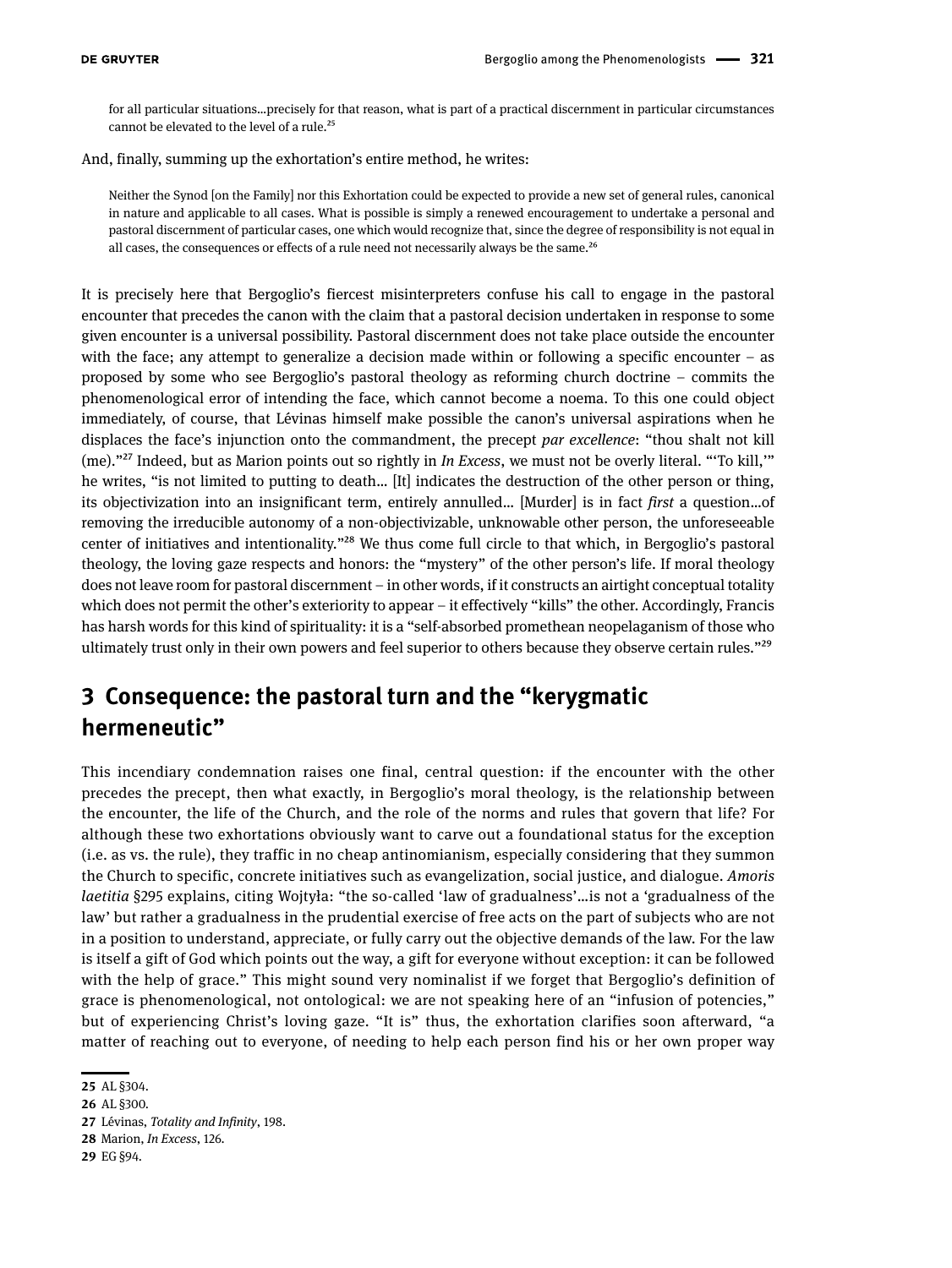> for all particular situations…precisely for that reason, what is part of a practical discernment in particular circumstances cannot be elevated to the level of a rule.[25]

And, finally, summing up the exhortation's entire method, he writes:

> Neither the Synod [on the Family] nor this Exhortation could be expected to provide a new set of general rules, canonical in nature and applicable to all cases. What is possible is simply a renewed encouragement to undertake a personal and pastoral discernment of particular cases, one which would recognize that, since the degree of responsibility is not equal in all cases, the consequences or effects of a rule need not necessarily always be the same.[26]

It is precisely here that Bergoglio's fiercest misinterpreters confuse his call to engage in the pastoral encounter that precedes the canon with the claim that a pastoral decision undertaken in response to some given encounter is a universal possibility. Pastoral discernment does not take place outside the encounter with the face; any attempt to generalize a decision made within or following a specific encounter – as proposed by some who see Bergoglio's pastoral theology as reforming church doctrine – commits the phenomenological error of intending the face, which cannot become a noema. To this one could object immediately, of course, that Lévinas himself make possible the canon's universal aspirations when he displaces the face's injunction onto the commandment, the precept *par excellence*: "thou shalt not kill (me)."[27] Indeed, but as Marion points out so rightly in *In Excess*, we must not be overly literal. "'To kill,'" he writes, "is not limited to putting to death… [It] indicates the destruction of the other person or thing, its objectivization into an insignificant term, entirely annulled… [Murder] is in fact *first* a question…of removing the irreducible autonomy of a non-objectivizable, unknowable other person, the unforeseeable center of initiatives and intentionality."[28] We thus come full circle to that which, in Bergoglio's pastoral theology, the loving gaze respects and honors: the "mystery" of the other person's life. If moral theology does not leave room for pastoral discernment – in other words, if it constructs an airtight conceptual totality which does not permit the other's exteriority to appear – it effectively "kills" the other. Accordingly, Francis has harsh words for this kind of spirituality: it is a "self-absorbed promethean neopelaganism of those who ultimately trust only in their own powers and feel superior to others because they observe certain rules."[29]

## 3 Consequence: the pastoral turn and the "kerygmatic hermeneutic"

This incendiary condemnation raises one final, central question: if the encounter with the other precedes the precept, then what exactly, in Bergoglio's moral theology, is the relationship between the encounter, the life of the Church, and the role of the norms and rules that govern that life? For although these two exhortations obviously want to carve out a foundational status for the exception (i.e. as vs. the rule), they traffic in no cheap antinomianism, especially considering that they summon the Church to specific, concrete initiatives such as evangelization, social justice, and dialogue. *Amoris laetitia* §295 explains, citing Wojtyła: "the so-called 'law of gradualness'…is not a 'gradualness of the law' but rather a gradualness in the prudential exercise of free acts on the part of subjects who are not in a position to understand, appreciate, or fully carry out the objective demands of the law. For the law is itself a gift of God which points out the way, a gift for everyone without exception: it can be followed with the help of grace." This might sound very nominalist if we forget that Bergoglio's definition of grace is phenomenological, not ontological: we are not speaking here of an "infusion of potencies," but of experiencing Christ's loving gaze. "It is" thus, the exhortation clarifies soon afterward, "a matter of reaching out to everyone, of needing to help each person find his or her own proper way

---

25 AL §304.

26 AL §300.

27 Lévinas, *Totality and Infinity*, 198.

28 Marion, *In Excess*, 126.

29 EG §94.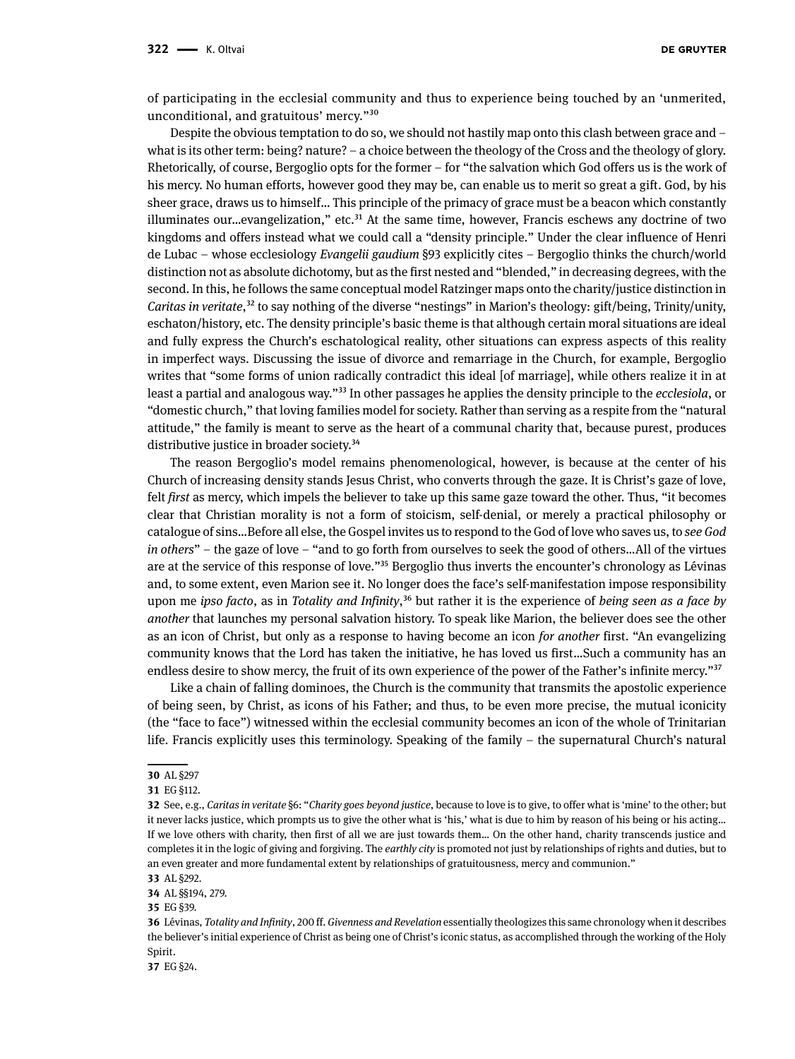of participating in the ecclesial community and thus to experience being touched by an 'unmerited, unconditional, and gratuitous' mercy."[30]

Despite the obvious temptation to do so, we should not hastily map onto this clash between grace and – what is its other term: being? nature? – a choice between the theology of the Cross and the theology of glory. Rhetorically, of course, Bergoglio opts for the former – for "the salvation which God offers us is the work of his mercy. No human efforts, however good they may be, can enable us to merit so great a gift. God, by his sheer grace, draws us to himself… This principle of the primacy of grace must be a beacon which constantly illuminates our…evangelization," etc.[31] At the same time, however, Francis eschews any doctrine of two kingdoms and offers instead what we could call a "density principle." Under the clear influence of Henri de Lubac – whose ecclesiology *Evangelii gaudium* §93 explicitly cites – Bergoglio thinks the church/world distinction not as absolute dichotomy, but as the first nested and "blended," in decreasing degrees, with the second. In this, he follows the same conceptual model Ratzinger maps onto the charity/justice distinction in *Caritas in veritate*,[32] to say nothing of the diverse "nestings" in Marion's theology: gift/being, Trinity/unity, eschaton/history, etc. The density principle's basic theme is that although certain moral situations are ideal and fully express the Church's eschatological reality, other situations can express aspects of this reality in imperfect ways. Discussing the issue of divorce and remarriage in the Church, for example, Bergoglio writes that "some forms of union radically contradict this ideal [of marriage], while others realize it in at least a partial and analogous way."[33] In other passages he applies the density principle to the *ecclesiola*, or "domestic church," that loving families model for society. Rather than serving as a respite from the "natural attitude," the family is meant to serve as the heart of a communal charity that, because purest, produces distributive justice in broader society.[34]

The reason Bergoglio's model remains phenomenological, however, is because at the center of his Church of increasing density stands Jesus Christ, who converts through the gaze. It is Christ's gaze of love, felt *first* as mercy, which impels the believer to take up this same gaze toward the other. Thus, "it becomes clear that Christian morality is not a form of stoicism, self-denial, or merely a practical philosophy or catalogue of sins…Before all else, the Gospel invites us to respond to the God of love who saves us, to *see God in others*" – the gaze of love – "and to go forth from ourselves to seek the good of others…All of the virtues are at the service of this response of love."[35] Bergoglio thus inverts the encounter's chronology as Lévinas and, to some extent, even Marion see it. No longer does the face's self-manifestation impose responsibility upon me *ipso facto*, as in *Totality and Infinity*,[36] but rather it is the experience of *being seen as a face by another* that launches my personal salvation history. To speak like Marion, the believer does see the other as an icon of Christ, but only as a response to having become an icon *for another* first. "An evangelizing community knows that the Lord has taken the initiative, he has loved us first…Such a community has an endless desire to show mercy, the fruit of its own experience of the power of the Father's infinite mercy."[37]

Like a chain of falling dominoes, the Church is the community that transmits the apostolic experience of being seen, by Christ, as icons of his Father; and thus, to be even more precise, the mutual iconicity (the "face to face") witnessed within the ecclesial community becomes an icon of the whole of Trinitarian life. Francis explicitly uses this terminology. Speaking of the family – the supernatural Church's natural

---

30 AL §297

31 EG §112.

32 See, e.g., *Caritas in veritate* §6: "*Charity goes beyond justice*, because to love is to give, to offer what is 'mine' to the other; but it never lacks justice, which prompts us to give the other what is 'his,' what is due to him by reason of his being or his acting… If we love others with charity, then first of all we are just towards them… On the other hand, charity transcends justice and completes it in the logic of giving and forgiving. The *earthly city* is promoted not just by relationships of rights and duties, but to an even greater and more fundamental extent by relationships of gratuitousness, mercy and communion."

33 AL §292.

34 AL §§194, 279.

35 EG §39.

36 Lévinas, *Totality and Infinity*, 200 ff. *Givenness and Revelation* essentially theologizes this same chronology when it describes the believer's initial experience of Christ as being one of Christ's iconic status, as accomplished through the working of the Holy Spirit.

37 EG §24.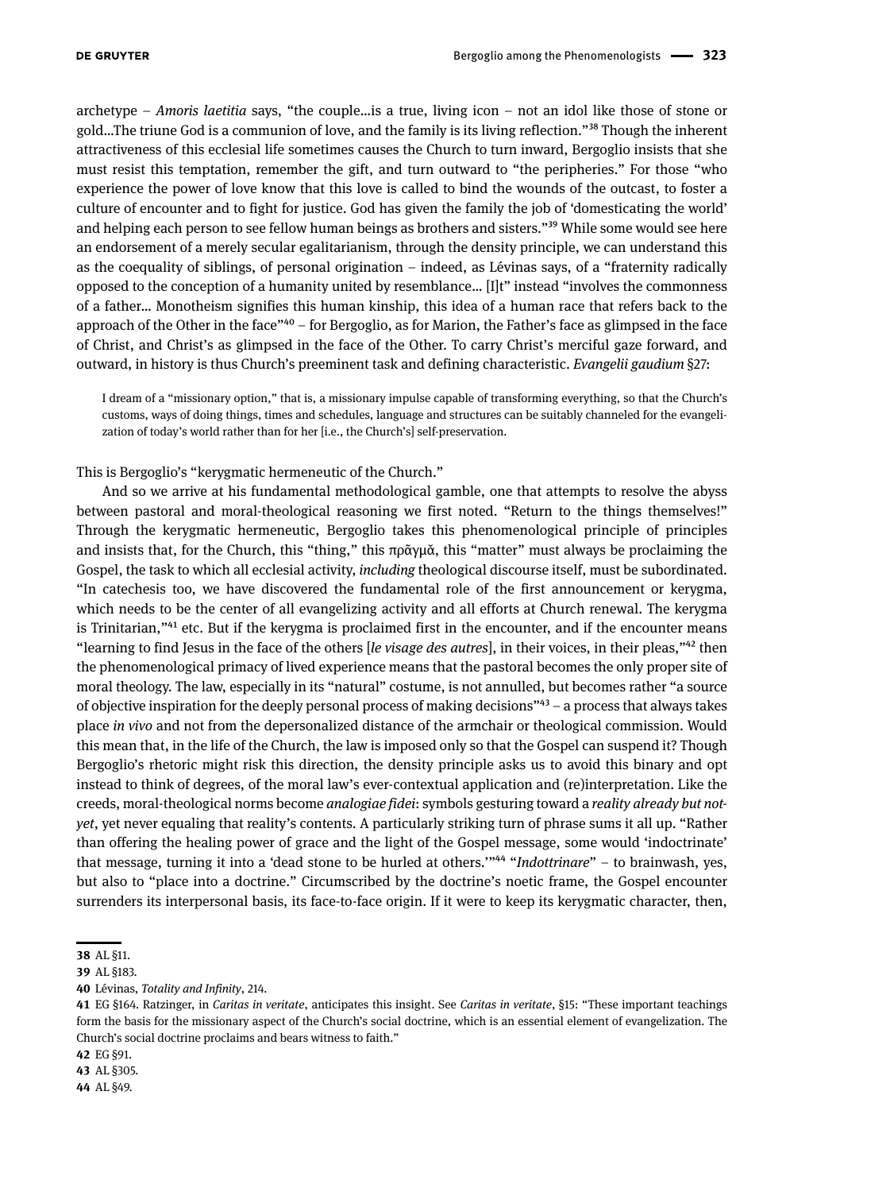archetype – *Amoris laetitia* says, “the couple...is a true, living icon – not an idol like those of stone or gold...The triune God is a communion of love, and the family is its living reflection.”[38] Though the inherent attractiveness of this ecclesial life sometimes causes the Church to turn inward, Bergoglio insists that she must resist this temptation, remember the gift, and turn outward to “the peripheries.” For those “who experience the power of love know that this love is called to bind the wounds of the outcast, to foster a culture of encounter and to fight for justice. God has given the family the job of ‘domesticating the world’ and helping each person to see fellow human beings as brothers and sisters.”[39] While some would see here an endorsement of a merely secular egalitarianism, through the density principle, we can understand this as the coequality of siblings, of personal origination – indeed, as Lévinas says, of a “fraternity radically opposed to the conception of a humanity united by resemblance... [I]t” instead “involves the commonness of a father... Monotheism signifies this human kinship, this idea of a human race that refers back to the approach of the Other in the face”[40] – for Bergoglio, as for Marion, the Father’s face as glimpsed in the face of Christ, and Christ’s as glimpsed in the face of the Other. To carry Christ’s merciful gaze forward, and outward, in history is thus Church’s preeminent task and defining characteristic. *Evangelii gaudium* §27:

> I dream of a “missionary option,” that is, a missionary impulse capable of transforming everything, so that the Church’s customs, ways of doing things, times and schedules, language and structures can be suitably channeled for the evangelization of today’s world rather than for her [i.e., the Church’s] self-preservation.

This is Bergoglio’s “kerygmatic hermeneutic of the Church.”

And so we arrive at his fundamental methodological gamble, one that attempts to resolve the abyss between pastoral and moral-theological reasoning we first noted. “Return to the things themselves!” Through the kerygmatic hermeneutic, Bergoglio takes this phenomenological principle of principles and insists that, for the Church, this “thing,” this πρᾶγμᾰ, this “matter” must always be proclaiming the Gospel, the task to which all ecclesial activity, *including* theological discourse itself, must be subordinated. “In catechesis too, we have discovered the fundamental role of the first announcement or kerygma, which needs to be the center of all evangelizing activity and all efforts at Church renewal. The kerygma is Trinitarian,”[41] etc. But if the kerygma is proclaimed first in the encounter, and if the encounter means “learning to find Jesus in the face of the others [*le visage des autres*], in their voices, in their pleas,”[42] then the phenomenological primacy of lived experience means that the pastoral becomes the only proper site of moral theology. The law, especially in its “natural” costume, is not annulled, but becomes rather “a source of objective inspiration for the deeply personal process of making decisions”[43] – a process that always takes place *in vivo* and not from the depersonalized distance of the armchair or theological commission. Would this mean that, in the life of the Church, the law is imposed only so that the Gospel can suspend it? Though Bergoglio’s rhetoric might risk this direction, the density principle asks us to avoid this binary and opt instead to think of degrees, of the moral law’s ever-contextual application and (re)interpretation. Like the creeds, moral-theological norms become *analogiae fidei*: symbols gesturing toward a *reality already but not-yet*, yet never equaling that reality’s contents. A particularly striking turn of phrase sums it all up. “Rather than offering the healing power of grace and the light of the Gospel message, some would ‘indoctrinate’ that message, turning it into a ‘dead stone to be hurled at others.’”[44] “*Indottrinare*” – to brainwash, yes, but also to “place into a doctrine.” Circumscribed by the doctrine’s noetic frame, the Gospel encounter surrenders its interpersonal basis, its face-to-face origin. If it were to keep its kerygmatic character, then,

---

**38** AL §11.

**39** AL §183.

**40** Lévinas, *Totality and Infinity*, 214.

**41** EG §164. Ratzinger, in *Caritas in veritate*, anticipates this insight. See *Caritas in veritate*, §15: “These important teachings form the basis for the missionary aspect of the Church’s social doctrine, which is an essential element of evangelization. The Church’s social doctrine proclaims and bears witness to faith.”

**42** EG §91.

**43** AL §305.

**44** AL §49.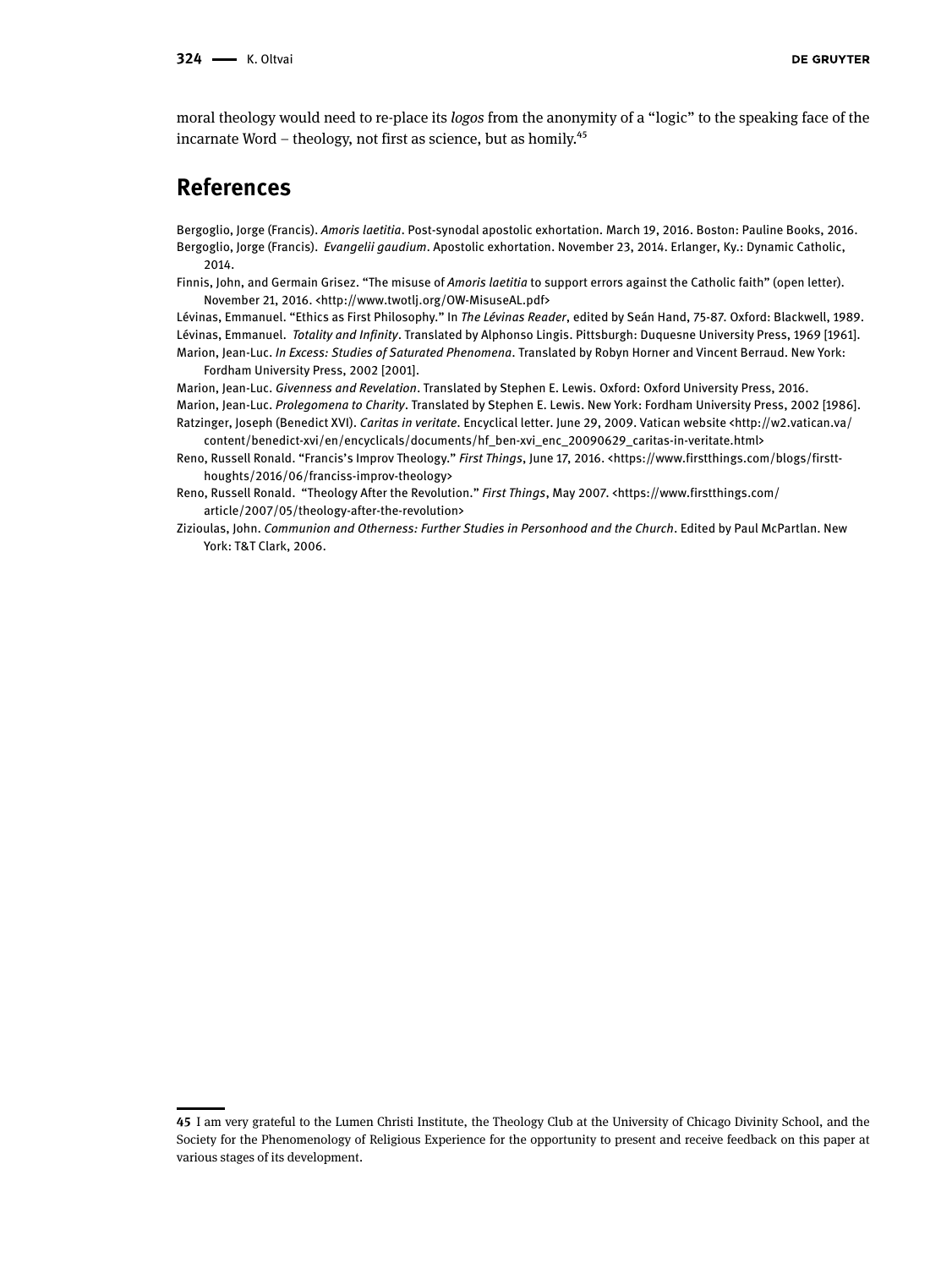moral theology would need to re-place its *logos* from the anonymity of a "logic" to the speaking face of the incarnate Word – theology, not first as science, but as homily.[45]

## References

Bergoglio, Jorge (Francis). *Amoris laetitia*. Post-synodal apostolic exhortation. March 19, 2016. Boston: Pauline Books, 2016.

Bergoglio, Jorge (Francis). *Evangelii gaudium*. Apostolic exhortation. November 23, 2014. Erlanger, Ky.: Dynamic Catholic, 2014.

Finnis, John, and Germain Grisez. "The misuse of *Amoris laetitia* to support errors against the Catholic faith" (open letter). November 21, 2016. <http://www.twotlj.org/OW-MisuseAL.pdf>

Lévinas, Emmanuel. "Ethics as First Philosophy." In *The Lévinas Reader*, edited by Seán Hand, 75-87. Oxford: Blackwell, 1989.

Lévinas, Emmanuel. *Totality and Infinity*. Translated by Alphonso Lingis. Pittsburgh: Duquesne University Press, 1969 [1961].

Marion, Jean-Luc. *In Excess: Studies of Saturated Phenomena*. Translated by Robyn Horner and Vincent Berraud. New York: Fordham University Press, 2002 [2001].

Marion, Jean-Luc. *Givenness and Revelation*. Translated by Stephen E. Lewis. Oxford: Oxford University Press, 2016.

Marion, Jean-Luc. *Prolegomena to Charity*. Translated by Stephen E. Lewis. New York: Fordham University Press, 2002 [1986].

Ratzinger, Joseph (Benedict XVI). *Caritas in veritate*. Encyclical letter. June 29, 2009. Vatican website <http://w2.vatican.va/content/benedict-xvi/en/encyclicals/documents/hf_ben-xvi_enc_20090629_caritas-in-veritate.html>

Reno, Russell Ronald. "Francis's Improv Theology." *First Things*, June 17, 2016. <https://www.firstthings.com/blogs/firstthoughts/2016/06/franciss-improv-theology>

Reno, Russell Ronald. "Theology After the Revolution." *First Things*, May 2007. <https://www.firstthings.com/article/2007/05/theology-after-the-revolution>

Zizioulas, John. *Communion and Otherness: Further Studies in Personhood and the Church*. Edited by Paul McPartlan. New York: T&T Clark, 2006.

---

**45** I am very grateful to the Lumen Christi Institute, the Theology Club at the University of Chicago Divinity School, and the Society for the Phenomenology of Religious Experience for the opportunity to present and receive feedback on this paper at various stages of its development.